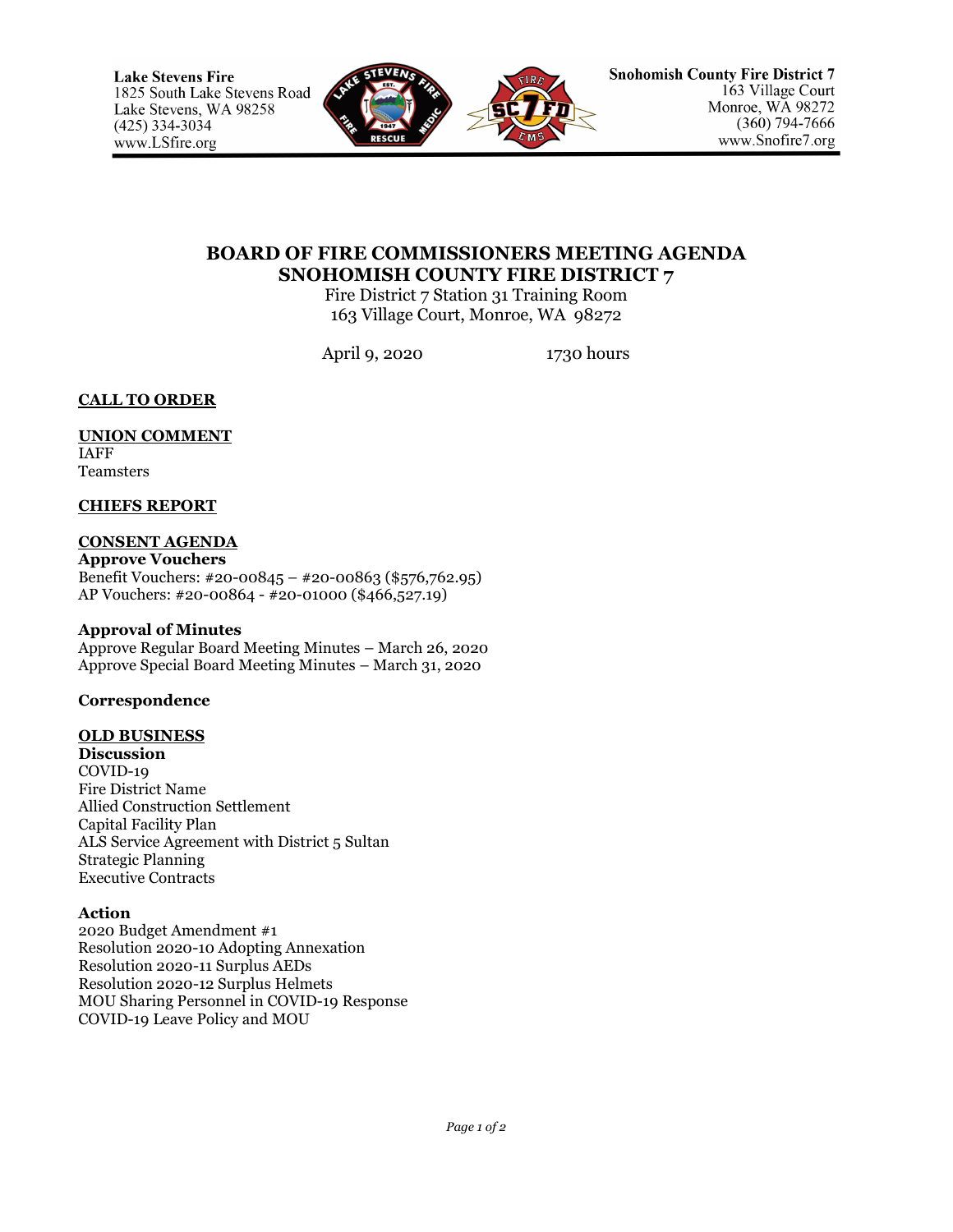Lake Stevens Fire
1825 South Lake Stevens Road
Lake Stevens, WA 98258
(425) 334-3034
www.LSfire.org

Snohomish County Fire District 7
163 Village Court
Monroe, WA 98272
(360) 794-7666
www.Snofire7.org

# BOARD OF FIRE COMMISSIONERS MEETING AGENDA
# SNOHOMISH COUNTY FIRE DISTRICT 7

Fire District 7 Station 31 Training Room
163 Village Court, Monroe, WA 98272

April 9, 2020 1730 hours

## CALL TO ORDER

## UNION COMMENT

IAFF
Teamsters

## CHIEFS REPORT

## CONSENT AGENDA

**Approve Vouchers**
Benefit Vouchers: #20-00845 – #20-00863 ($576,762.95)
AP Vouchers: #20-00864 - #20-01000 ($466,527.19)

**Approval of Minutes**
Approve Regular Board Meeting Minutes – March 26, 2020
Approve Special Board Meeting Minutes – March 31, 2020

**Correspondence**

## OLD BUSINESS

**Discussion**
COVID-19
Fire District Name
Allied Construction Settlement
Capital Facility Plan
ALS Service Agreement with District 5 Sultan
Strategic Planning
Executive Contracts

**Action**
2020 Budget Amendment #1
Resolution 2020-10 Adopting Annexation
Resolution 2020-11 Surplus AEDs
Resolution 2020-12 Surplus Helmets
MOU Sharing Personnel in COVID-19 Response
COVID-19 Leave Policy and MOU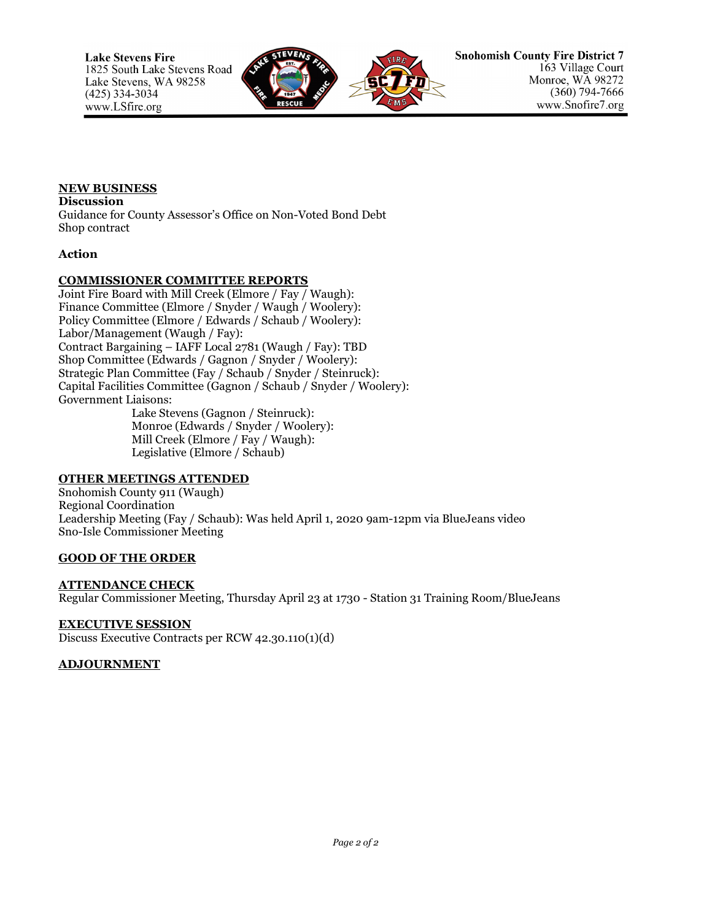**Lake Stevens Fire**
1825 South Lake Stevens Road
Lake Stevens, WA 98258
(425) 334-3034
www.LSfire.org

**Snohomish County Fire District 7**
163 Village Court
Monroe, WA 98272
(360) 794-7666
www.Snofire7.org

## NEW BUSINESS

**Discussion**

Guidance for County Assessor's Office on Non-Voted Bond Debt
Shop contract

**Action**

## COMMISSIONER COMMITTEE REPORTS

Joint Fire Board with Mill Creek (Elmore / Fay / Waugh):
Finance Committee (Elmore / Snyder / Waugh / Woolery):
Policy Committee (Elmore / Edwards / Schaub / Woolery):
Labor/Management (Waugh / Fay):
Contract Bargaining – IAFF Local 2781 (Waugh / Fay): TBD
Shop Committee (Edwards / Gagnon / Snyder / Woolery):
Strategic Plan Committee (Fay / Schaub / Snyder / Steinruck):
Capital Facilities Committee (Gagnon / Schaub / Snyder / Woolery):
Government Liaisons:

- Lake Stevens (Gagnon / Steinruck):
- Monroe (Edwards / Snyder / Woolery):
- Mill Creek (Elmore / Fay / Waugh):
- Legislative (Elmore / Schaub)

## OTHER MEETINGS ATTENDED

Snohomish County 911 (Waugh)
Regional Coordination
Leadership Meeting (Fay / Schaub): Was held April 1, 2020 9am-12pm via BlueJeans video
Sno-Isle Commissioner Meeting

## GOOD OF THE ORDER

## ATTENDANCE CHECK

Regular Commissioner Meeting, Thursday April 23 at 1730 - Station 31 Training Room/BlueJeans

## EXECUTIVE SESSION

Discuss Executive Contracts per RCW 42.30.110(1)(d)

## ADJOURNMENT